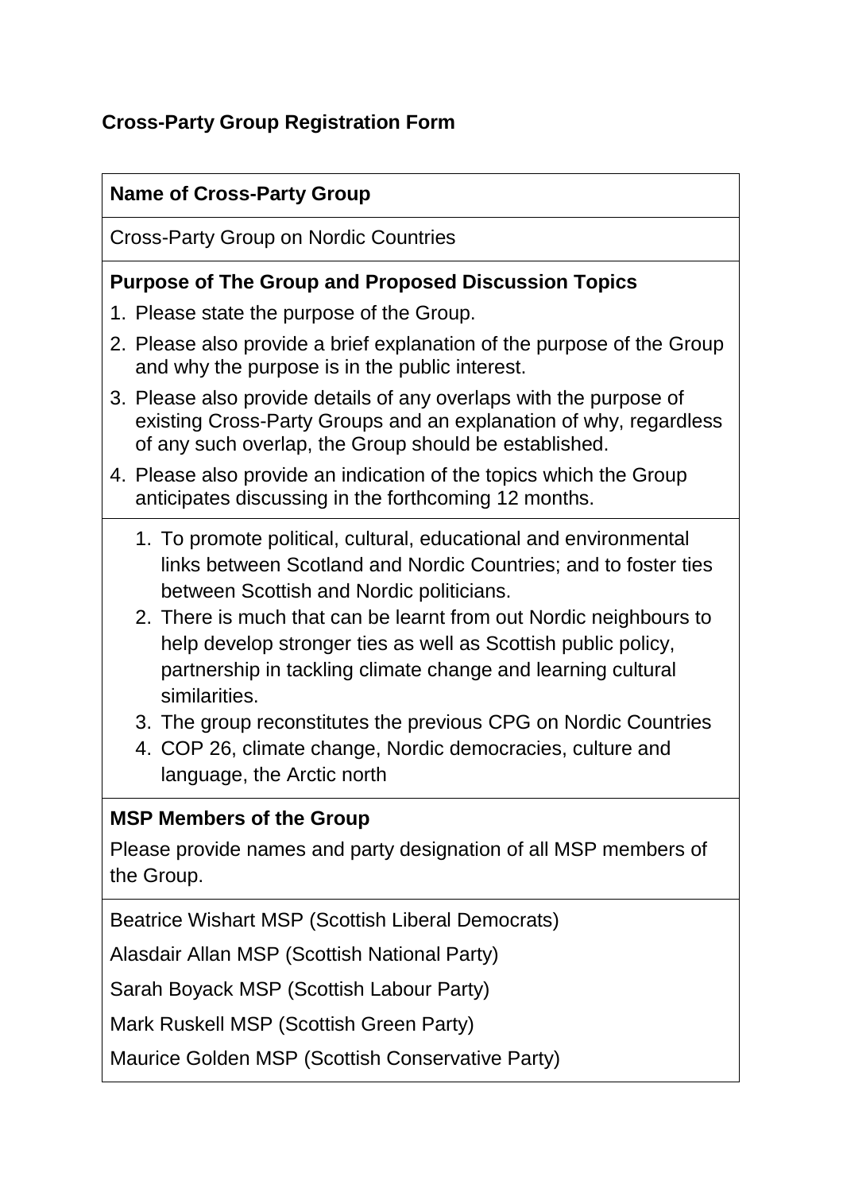# Cross-Party Group Registration Form

## Name of Cross-Party Group

Cross-Party Group on Nordic Countries

## Purpose of The Group and Proposed Discussion Topics

1. Please state the purpose of the Group.
2. Please also provide a brief explanation of the purpose of the Group and why the purpose is in the public interest.
3. Please also provide details of any overlaps with the purpose of existing Cross-Party Groups and an explanation of why, regardless of any such overlap, the Group should be established.
4. Please also provide an indication of the topics which the Group anticipates discussing in the forthcoming 12 months.

1. To promote political, cultural, educational and environmental links between Scotland and Nordic Countries; and to foster ties between Scottish and Nordic politicians.
2. There is much that can be learnt from out Nordic neighbours to help develop stronger ties as well as Scottish public policy, partnership in tackling climate change and learning cultural similarities.
3. The group reconstitutes the previous CPG on Nordic Countries
4. COP 26, climate change, Nordic democracies, culture and language, the Arctic north

## MSP Members of the Group

Please provide names and party designation of all MSP members of the Group.

Beatrice Wishart MSP (Scottish Liberal Democrats)

Alasdair Allan MSP (Scottish National Party)

Sarah Boyack MSP (Scottish Labour Party)

Mark Ruskell MSP (Scottish Green Party)

Maurice Golden MSP (Scottish Conservative Party)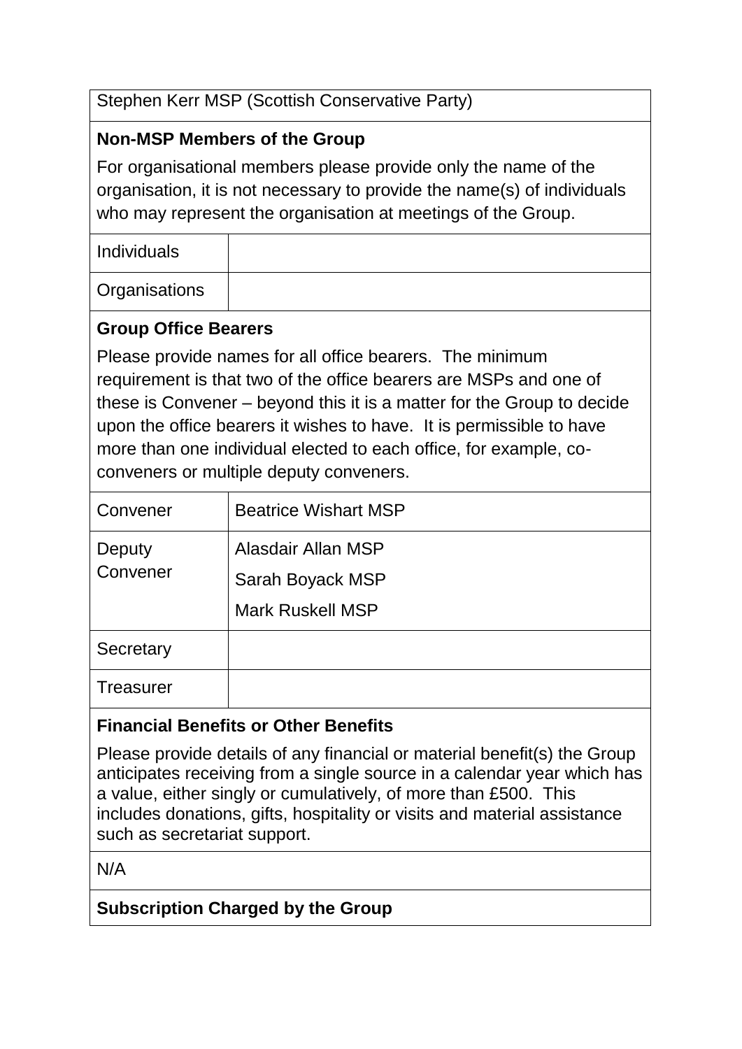Stephen Kerr MSP (Scottish Conservative Party)

**Non-MSP Members of the Group**

For organisational members please provide only the name of the organisation, it is not necessary to provide the name(s) of individuals who may represent the organisation at meetings of the Group.

| Individuals | |
|---|---|
| Organisations | |

**Group Office Bearers**

Please provide names for all office bearers. The minimum requirement is that two of the office bearers are MSPs and one of these is Convener – beyond this it is a matter for the Group to decide upon the office bearers it wishes to have. It is permissible to have more than one individual elected to each office, for example, co-conveners or multiple deputy conveners.

| Convener | Beatrice Wishart MSP |
|---|---|
| Deputy Convener | Alasdair Allan MSP<br>Sarah Boyack MSP<br>Mark Ruskell MSP |
| Secretary | |
| Treasurer | |

**Financial Benefits or Other Benefits**

Please provide details of any financial or material benefit(s) the Group anticipates receiving from a single source in a calendar year which has a value, either singly or cumulatively, of more than £500. This includes donations, gifts, hospitality or visits and material assistance such as secretariat support.

N/A

**Subscription Charged by the Group**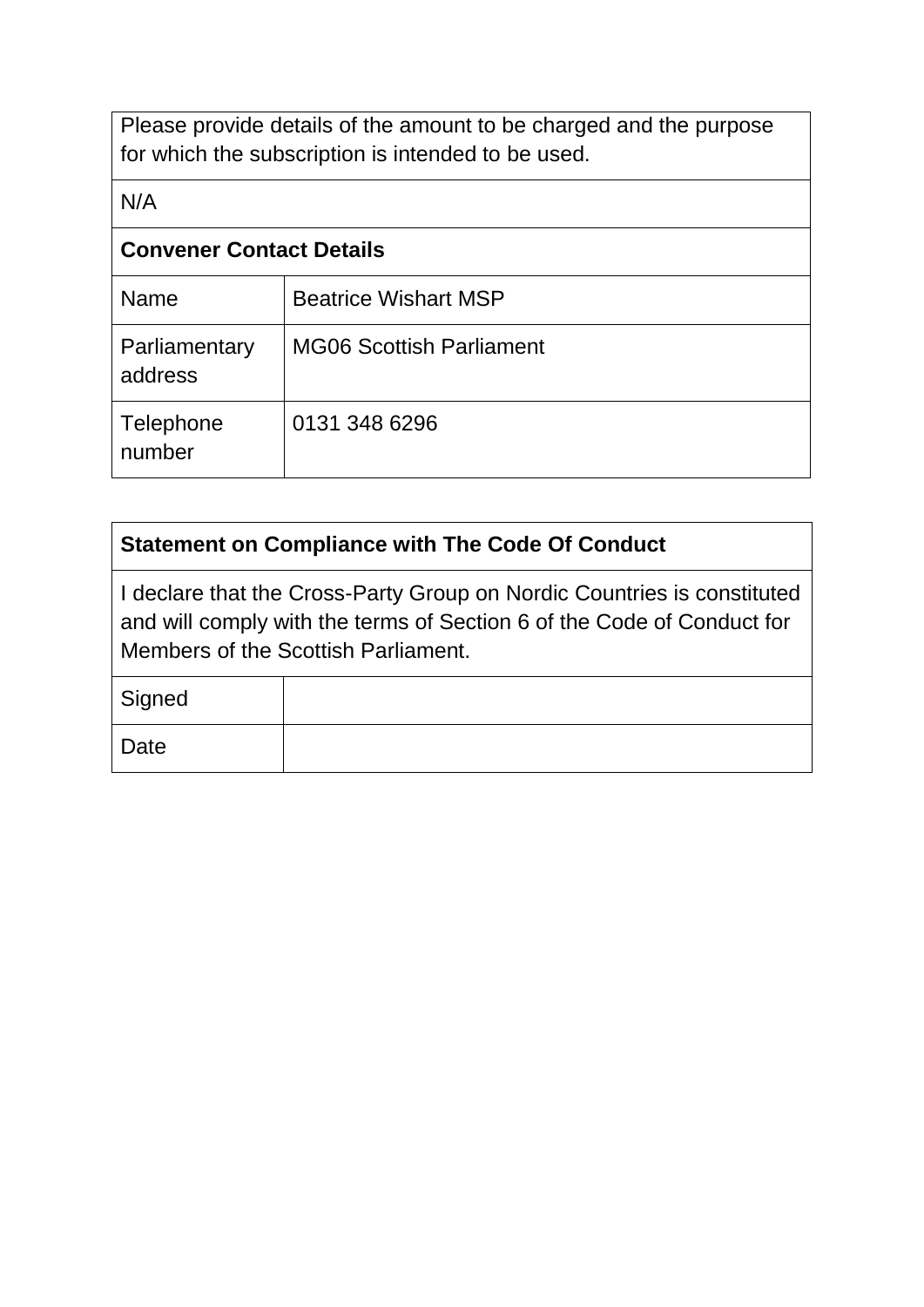| | |
|---|---|
| Please provide details of the amount to be charged and the purpose for which the subscription is intended to be used. | |
| N/A | |
| **Convener Contact Details** | |
| Name | Beatrice Wishart MSP |
| Parliamentary address | MG06 Scottish Parliament |
| Telephone number | 0131 348 6296 |

| | |
|---|---|
| **Statement on Compliance with The Code Of Conduct** | |
| I declare that the Cross-Party Group on Nordic Countries is constituted and will comply with the terms of Section 6 of the Code of Conduct for Members of the Scottish Parliament. | |
| Signed | |
| Date | |